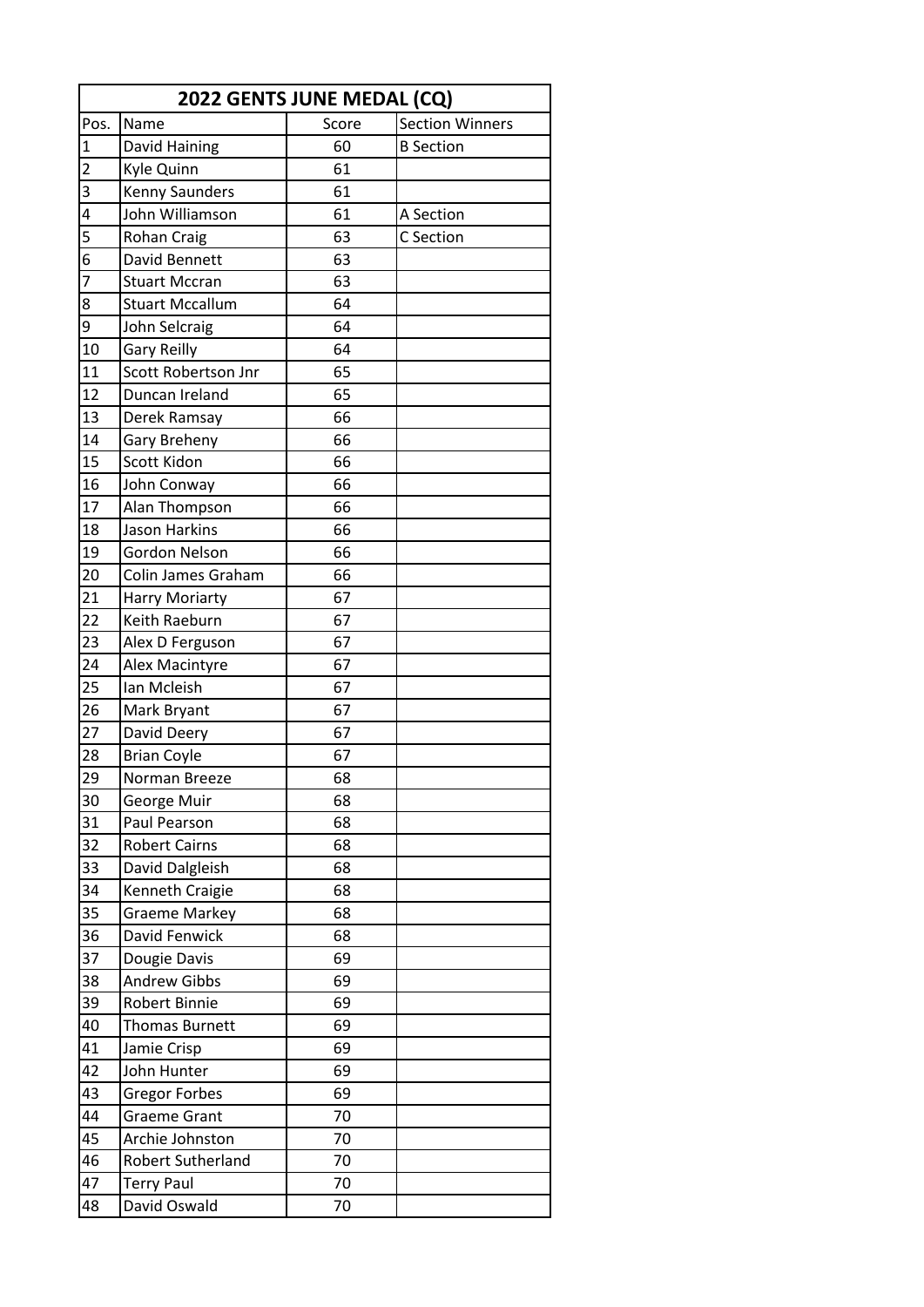| 2022 GENTS JUNE MEDAL (CQ) | | | |
|---|---|---|---|
| Pos. | Name | Score | Section Winners |
| 1 | David Haining | 60 | B Section |
| 2 | Kyle Quinn | 61 | |
| 3 | Kenny Saunders | 61 | |
| 4 | John Williamson | 61 | A Section |
| 5 | Rohan Craig | 63 | C Section |
| 6 | David Bennett | 63 | |
| 7 | Stuart Mccran | 63 | |
| 8 | Stuart Mccallum | 64 | |
| 9 | John Selcraig | 64 | |
| 10 | Gary Reilly | 64 | |
| 11 | Scott Robertson Jnr | 65 | |
| 12 | Duncan Ireland | 65 | |
| 13 | Derek Ramsay | 66 | |
| 14 | Gary Breheny | 66 | |
| 15 | Scott Kidon | 66 | |
| 16 | John Conway | 66 | |
| 17 | Alan Thompson | 66 | |
| 18 | Jason Harkins | 66 | |
| 19 | Gordon Nelson | 66 | |
| 20 | Colin James Graham | 66 | |
| 21 | Harry Moriarty | 67 | |
| 22 | Keith Raeburn | 67 | |
| 23 | Alex D Ferguson | 67 | |
| 24 | Alex Macintyre | 67 | |
| 25 | Ian Mcleish | 67 | |
| 26 | Mark Bryant | 67 | |
| 27 | David Deery | 67 | |
| 28 | Brian Coyle | 67 | |
| 29 | Norman Breeze | 68 | |
| 30 | George Muir | 68 | |
| 31 | Paul Pearson | 68 | |
| 32 | Robert Cairns | 68 | |
| 33 | David Dalgleish | 68 | |
| 34 | Kenneth Craigie | 68 | |
| 35 | Graeme Markey | 68 | |
| 36 | David Fenwick | 68 | |
| 37 | Dougie Davis | 69 | |
| 38 | Andrew Gibbs | 69 | |
| 39 | Robert Binnie | 69 | |
| 40 | Thomas Burnett | 69 | |
| 41 | Jamie Crisp | 69 | |
| 42 | John Hunter | 69 | |
| 43 | Gregor Forbes | 69 | |
| 44 | Graeme Grant | 70 | |
| 45 | Archie Johnston | 70 | |
| 46 | Robert Sutherland | 70 | |
| 47 | Terry Paul | 70 | |
| 48 | David Oswald | 70 | |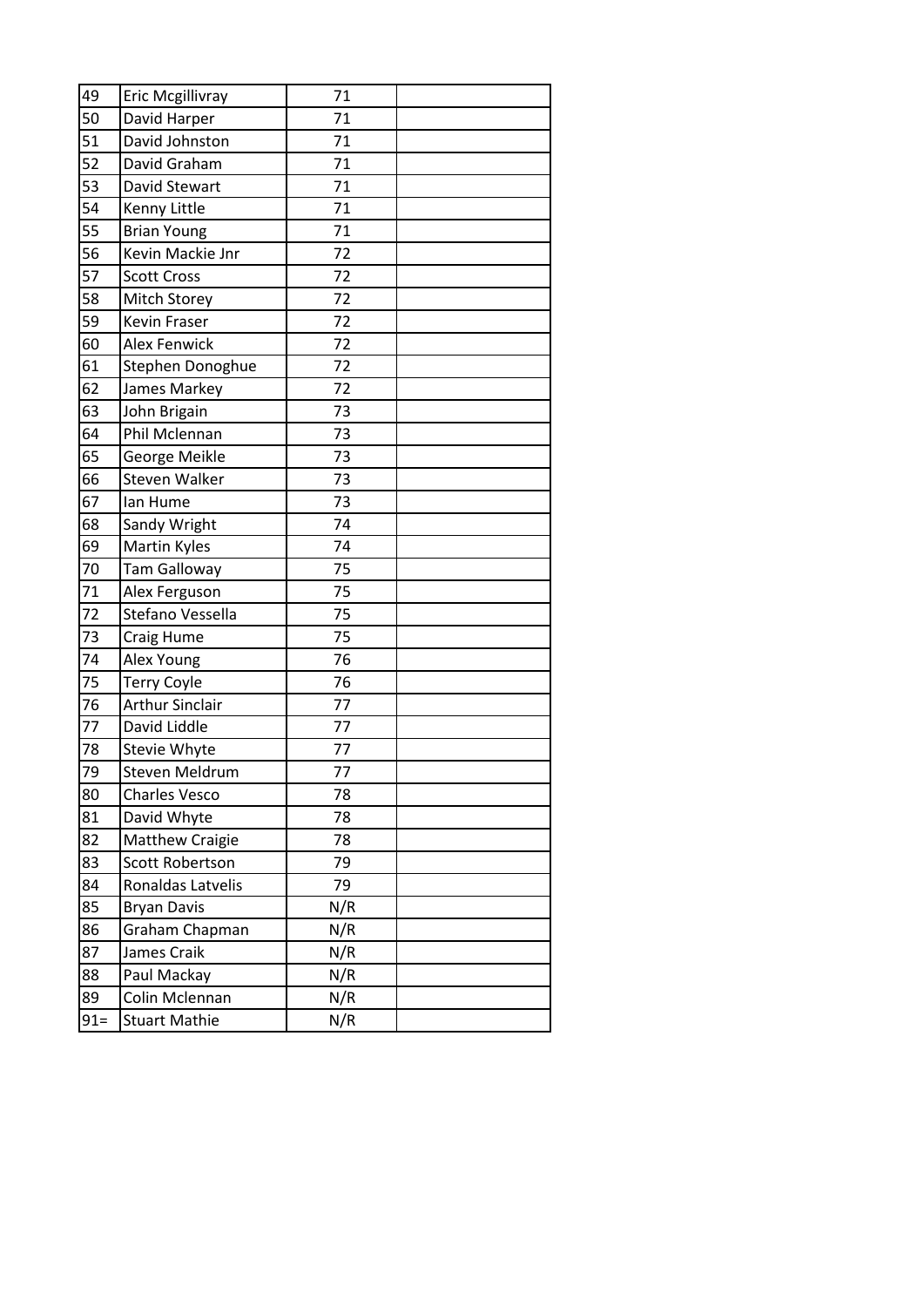| | | | |
|---|---|---|---|
| 49 | Eric Mcgillivray | 71 | |
| 50 | David Harper | 71 | |
| 51 | David Johnston | 71 | |
| 52 | David Graham | 71 | |
| 53 | David Stewart | 71 | |
| 54 | Kenny Little | 71 | |
| 55 | Brian Young | 71 | |
| 56 | Kevin Mackie Jnr | 72 | |
| 57 | Scott Cross | 72 | |
| 58 | Mitch Storey | 72 | |
| 59 | Kevin Fraser | 72 | |
| 60 | Alex Fenwick | 72 | |
| 61 | Stephen Donoghue | 72 | |
| 62 | James Markey | 72 | |
| 63 | John Brigain | 73 | |
| 64 | Phil Mclennan | 73 | |
| 65 | George Meikle | 73 | |
| 66 | Steven Walker | 73 | |
| 67 | Ian Hume | 73 | |
| 68 | Sandy Wright | 74 | |
| 69 | Martin Kyles | 74 | |
| 70 | Tam Galloway | 75 | |
| 71 | Alex Ferguson | 75 | |
| 72 | Stefano Vessella | 75 | |
| 73 | Craig Hume | 75 | |
| 74 | Alex Young | 76 | |
| 75 | Terry Coyle | 76 | |
| 76 | Arthur Sinclair | 77 | |
| 77 | David Liddle | 77 | |
| 78 | Stevie Whyte | 77 | |
| 79 | Steven Meldrum | 77 | |
| 80 | Charles Vesco | 78 | |
| 81 | David Whyte | 78 | |
| 82 | Matthew Craigie | 78 | |
| 83 | Scott Robertson | 79 | |
| 84 | Ronaldas Latvelis | 79 | |
| 85 | Bryan Davis | N/R | |
| 86 | Graham Chapman | N/R | |
| 87 | James Craik | N/R | |
| 88 | Paul Mackay | N/R | |
| 89 | Colin Mclennan | N/R | |
| 91= | Stuart Mathie | N/R | |